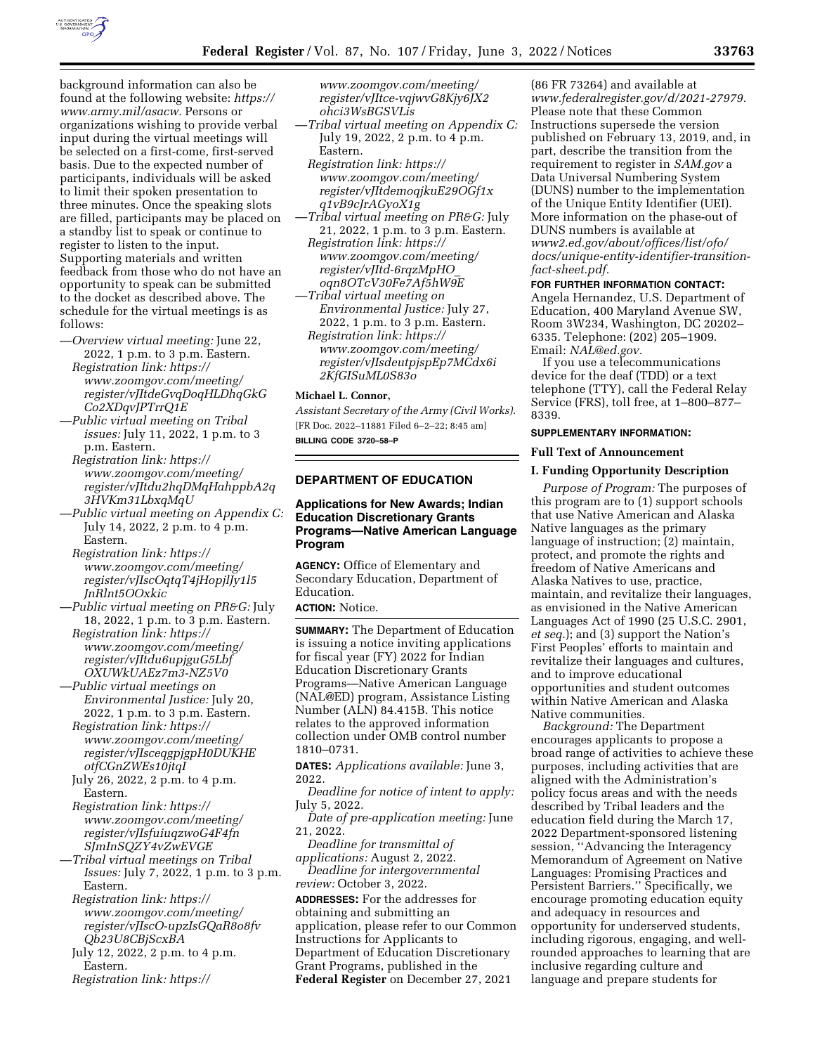background information can also be found at the following website: *https://www.army.mil/asacw.* Persons or organizations wishing to provide verbal input during the virtual meetings will be selected on a first-come, first-served basis. Due to the expected number of participants, individuals will be asked to limit their spoken presentation to three minutes. Once the speaking slots are filled, participants may be placed on a standby list to speak or continue to register to listen to the input. Supporting materials and written feedback from those who do not have an opportunity to speak can be submitted to the docket as described above. The schedule for the virtual meetings is as follows:

—*Overview virtual meeting:* June 22, 2022, 1 p.m. to 3 p.m. Eastern.
*Registration link: https://www.zoomgov.com/meeting/register/vJItdeGvqDoqHLDhqGkGCo2XDqvJPTrrQ1E*

—*Public virtual meeting on Tribal issues:* July 11, 2022, 1 p.m. to 3 p.m. Eastern.
*Registration link: https://www.zoomgov.com/meeting/register/vJItdu2hqDMqHahppbA2q3HVKm31LbxqMqU*

—*Public virtual meeting on Appendix C:* July 14, 2022, 2 p.m. to 4 p.m. Eastern.
*Registration link: https://www.zoomgov.com/meeting/register/vJIscOqtqT4jHopjlJy1l5JnRlnt5OOxkic*

—*Public virtual meeting on PR&G:* July 18, 2022, 1 p.m. to 3 p.m. Eastern.
*Registration link: https://www.zoomgov.com/meeting/register/vJItdu6upjguG5LbfOXUWkUAEz7m3-NZ5V0*

—*Public virtual meetings on Environmental Justice:* July 20, 2022, 1 p.m. to 3 p.m. Eastern.
*Registration link: https://www.zoomgov.com/meeting/register/vJIsceqgpjgpH0DUKHEotfCGnZWEs10jtqI*
July 26, 2022, 2 p.m. to 4 p.m. Eastern.
*Registration link: https://www.zoomgov.com/meeting/register/vJIsfuiuqzwoG4F4fnSJmInSQZY4vZwEVGE*

—*Tribal virtual meetings on Tribal Issues:* July 7, 2022, 1 p.m. to 3 p.m. Eastern.
*Registration link: https://www.zoomgov.com/meeting/register/vJIscO-upzIsGQaR8o8fvQb23U8CBjScxBA*
July 12, 2022, 2 p.m. to 4 p.m. Eastern.
*Registration link: https://www.zoomgov.com/meeting/register/vJItce-vqjwvG8Kjy6JX2ohci3WsBGSVLis*

—*Tribal virtual meeting on Appendix C:* July 19, 2022, 2 p.m. to 4 p.m. Eastern.
*Registration link: https://www.zoomgov.com/meeting/register/vJItdemoqjkuE29OGf1xq1vB9cJrAGyoX1g*

—*Tribal virtual meeting on PR&G:* July 21, 2022, 1 p.m. to 3 p.m. Eastern.
*Registration link: https://www.zoomgov.com/meeting/register/vJItd-6rqzMpHO_oqn8OTcV30Fe7Af5hW9E*

—*Tribal virtual meeting on Environmental Justice:* July 27, 2022, 1 p.m. to 3 p.m. Eastern.
*Registration link: https://www.zoomgov.com/meeting/register/vJIsdeutpjspEp7MCdx6i2KfGISuML0S83o*

**Michael L. Connor,**

*Assistant Secretary of the Army (Civil Works).*

[FR Doc. 2022–11881 Filed 6–2–22; 8:45 am]

**BILLING CODE 3720–58–P**

## DEPARTMENT OF EDUCATION

### Applications for New Awards; Indian Education Discretionary Grants Programs—Native American Language Program

**AGENCY:** Office of Elementary and Secondary Education, Department of Education.

**ACTION:** Notice.

**SUMMARY:** The Department of Education is issuing a notice inviting applications for fiscal year (FY) 2022 for Indian Education Discretionary Grants Programs—Native American Language (NAL@ED) program, Assistance Listing Number (ALN) 84.415B. This notice relates to the approved information collection under OMB control number 1810–0731.

**DATES:** *Applications available:* June 3, 2022.

*Deadline for notice of intent to apply:* July 5, 2022.

*Date of pre-application meeting:* June 21, 2022.

*Deadline for transmittal of applications:* August 2, 2022.

*Deadline for intergovernmental review:* October 3, 2022.

**ADDRESSES:** For the addresses for obtaining and submitting an application, please refer to our Common Instructions for Applicants to Department of Education Discretionary Grant Programs, published in the **Federal Register** on December 27, 2021 (86 FR 73264) and available at *www.federalregister.gov/d/2021-27979.* Please note that these Common Instructions supersede the version published on February 13, 2019, and, in part, describe the transition from the requirement to register in *SAM.gov* a Data Universal Numbering System (DUNS) number to the implementation of the Unique Entity Identifier (UEI). More information on the phase-out of DUNS numbers is available at *www2.ed.gov/about/offices/list/ofo/docs/unique-entity-identifier-transition-fact-sheet.pdf.*

**FOR FURTHER INFORMATION CONTACT:** Angela Hernandez, U.S. Department of Education, 400 Maryland Avenue SW, Room 3W234, Washington, DC 20202–6335. Telephone: (202) 205–1909. Email: *NAL@ed.gov.*

If you use a telecommunications device for the deaf (TDD) or a text telephone (TTY), call the Federal Relay Service (FRS), toll free, at 1–800–877–8339.

**SUPPLEMENTARY INFORMATION:**

**Full Text of Announcement**

**I. Funding Opportunity Description**

*Purpose of Program:* The purposes of this program are to (1) support schools that use Native American and Alaska Native languages as the primary language of instruction; (2) maintain, protect, and promote the rights and freedom of Native Americans and Alaska Natives to use, practice, maintain, and revitalize their languages, as envisioned in the Native American Languages Act of 1990 (25 U.S.C. 2901, *et seq.*); and (3) support the Nation's First Peoples' efforts to maintain and revitalize their languages and cultures, and to improve educational opportunities and student outcomes within Native American and Alaska Native communities.

*Background:* The Department encourages applicants to propose a broad range of activities to achieve these purposes, including activities that are aligned with the Administration's policy focus areas and with the needs described by Tribal leaders and the education field during the March 17, 2022 Department-sponsored listening session, ''Advancing the Interagency Memorandum of Agreement on Native Languages: Promising Practices and Persistent Barriers.'' Specifically, we encourage promoting education equity and adequacy in resources and opportunity for underserved students, including rigorous, engaging, and well-rounded approaches to learning that are inclusive regarding culture and language and prepare students for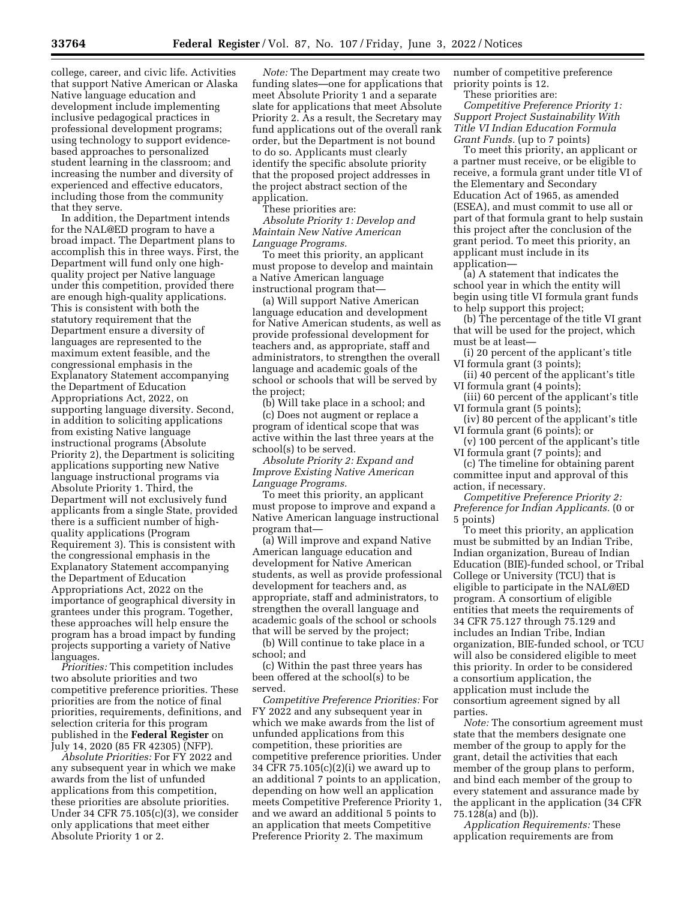college, career, and civic life. Activities that support Native American or Alaska Native language education and development include implementing inclusive pedagogical practices in professional development programs; using technology to support evidence-based approaches to personalized student learning in the classroom; and increasing the number and diversity of experienced and effective educators, including those from the community that they serve.

In addition, the Department intends for the NAL@ED program to have a broad impact. The Department plans to accomplish this in three ways. First, the Department will fund only one high-quality project per Native language under this competition, provided there are enough high-quality applications. This is consistent with both the statutory requirement that the Department ensure a diversity of languages are represented to the maximum extent feasible, and the congressional emphasis in the Explanatory Statement accompanying the Department of Education Appropriations Act, 2022, on supporting language diversity. Second, in addition to soliciting applications from existing Native language instructional programs (Absolute Priority 2), the Department is soliciting applications supporting new Native language instructional programs via Absolute Priority 1. Third, the Department will not exclusively fund applicants from a single State, provided there is a sufficient number of high-quality applications (Program Requirement 3). This is consistent with the congressional emphasis in the Explanatory Statement accompanying the Department of Education Appropriations Act, 2022 on the importance of geographical diversity in grantees under this program. Together, these approaches will help ensure the program has a broad impact by funding projects supporting a variety of Native languages.

*Priorities:* This competition includes two absolute priorities and two competitive preference priorities. These priorities are from the notice of final priorities, requirements, definitions, and selection criteria for this program published in the **Federal Register** on July 14, 2020 (85 FR 42305) (NFP).

*Absolute Priorities:* For FY 2022 and any subsequent year in which we make awards from the list of unfunded applications from this competition, these priorities are absolute priorities. Under 34 CFR 75.105(c)(3), we consider only applications that meet either Absolute Priority 1 or 2.

*Note:* The Department may create two funding slates—one for applications that meet Absolute Priority 1 and a separate slate for applications that meet Absolute Priority 2. As a result, the Secretary may fund applications out of the overall rank order, but the Department is not bound to do so. Applicants must clearly identify the specific absolute priority that the proposed project addresses in the project abstract section of the application.

These priorities are:

*Absolute Priority 1: Develop and Maintain New Native American Language Programs.*

To meet this priority, an applicant must propose to develop and maintain a Native American language instructional program that—

(a) Will support Native American language education and development for Native American students, as well as provide professional development for teachers and, as appropriate, staff and administrators, to strengthen the overall language and academic goals of the school or schools that will be served by the project;

(b) Will take place in a school; and

(c) Does not augment or replace a program of identical scope that was active within the last three years at the school(s) to be served.

*Absolute Priority 2: Expand and Improve Existing Native American Language Programs.*

To meet this priority, an applicant must propose to improve and expand a Native American language instructional program that—

(a) Will improve and expand Native American language education and development for Native American students, as well as provide professional development for teachers and, as appropriate, staff and administrators, to strengthen the overall language and academic goals of the school or schools that will be served by the project;

(b) Will continue to take place in a school; and

(c) Within the past three years has been offered at the school(s) to be served.

*Competitive Preference Priorities:* For FY 2022 and any subsequent year in which we make awards from the list of unfunded applications from this competition, these priorities are competitive preference priorities. Under 34 CFR 75.105(c)(2)(i) we award up to an additional 7 points to an application, depending on how well an application meets Competitive Preference Priority 1, and we award an additional 5 points to an application that meets Competitive Preference Priority 2. The maximum number of competitive preference priority points is 12.

These priorities are:

*Competitive Preference Priority 1: Support Project Sustainability With Title VI Indian Education Formula Grant Funds.* (up to 7 points)

To meet this priority, an applicant or a partner must receive, or be eligible to receive, a formula grant under title VI of the Elementary and Secondary Education Act of 1965, as amended (ESEA), and must commit to use all or part of that formula grant to help sustain this project after the conclusion of the grant period. To meet this priority, an applicant must include in its application—

(a) A statement that indicates the school year in which the entity will begin using title VI formula grant funds to help support this project;

(b) The percentage of the title VI grant that will be used for the project, which must be at least—

(i) 20 percent of the applicant's title VI formula grant (3 points);

(ii) 40 percent of the applicant's title VI formula grant (4 points);

(iii) 60 percent of the applicant's title VI formula grant (5 points);

(iv) 80 percent of the applicant's title VI formula grant (6 points); or

(v) 100 percent of the applicant's title VI formula grant (7 points); and

(c) The timeline for obtaining parent committee input and approval of this action, if necessary.

*Competitive Preference Priority 2: Preference for Indian Applicants.* (0 or 5 points)

To meet this priority, an application must be submitted by an Indian Tribe, Indian organization, Bureau of Indian Education (BIE)-funded school, or Tribal College or University (TCU) that is eligible to participate in the NAL@ED program. A consortium of eligible entities that meets the requirements of 34 CFR 75.127 through 75.129 and includes an Indian Tribe, Indian organization, BIE-funded school, or TCU will also be considered eligible to meet this priority. In order to be considered a consortium application, the application must include the consortium agreement signed by all parties.

*Note:* The consortium agreement must state that the members designate one member of the group to apply for the grant, detail the activities that each member of the group plans to perform, and bind each member of the group to every statement and assurance made by the applicant in the application (34 CFR 75.128(a) and (b)).

*Application Requirements:* These application requirements are from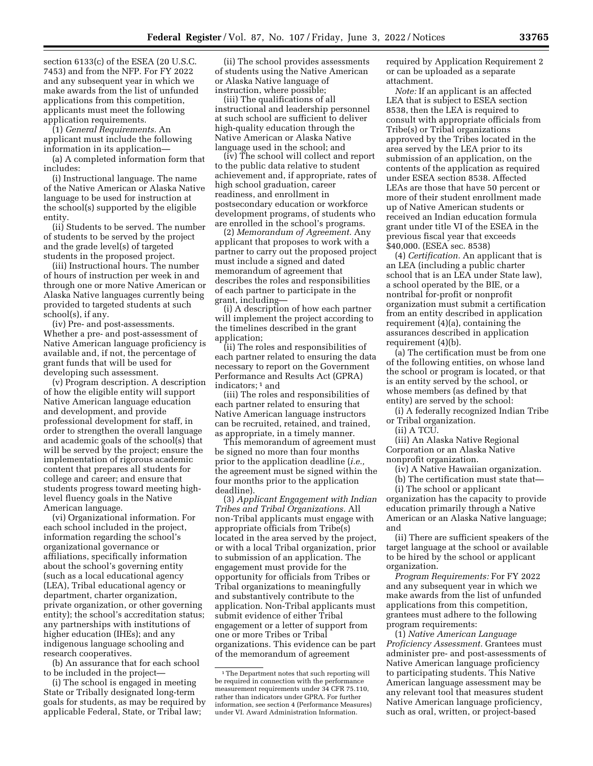section 6133(c) of the ESEA (20 U.S.C. 7453) and from the NFP. For FY 2022 and any subsequent year in which we make awards from the list of unfunded applications from this competition, applicants must meet the following application requirements.

(1) *General Requirements.* An applicant must include the following information in its application—

(a) A completed information form that includes:

(i) Instructional language. The name of the Native American or Alaska Native language to be used for instruction at the school(s) supported by the eligible entity.

(ii) Students to be served. The number of students to be served by the project and the grade level(s) of targeted students in the proposed project.

(iii) Instructional hours. The number of hours of instruction per week in and through one or more Native American or Alaska Native languages currently being provided to targeted students at such school(s), if any.

(iv) Pre- and post-assessments. Whether a pre- and post-assessment of Native American language proficiency is available and, if not, the percentage of grant funds that will be used for developing such assessment.

(v) Program description. A description of how the eligible entity will support Native American language education and development, and provide professional development for staff, in order to strengthen the overall language and academic goals of the school(s) that will be served by the project; ensure the implementation of rigorous academic content that prepares all students for college and career; and ensure that students progress toward meeting high-level fluency goals in the Native American language.

(vi) Organizational information. For each school included in the project, information regarding the school's organizational governance or affiliations, specifically information about the school's governing entity (such as a local educational agency (LEA), Tribal educational agency or department, charter organization, private organization, or other governing entity); the school's accreditation status; any partnerships with institutions of higher education (IHEs); and any indigenous language schooling and research cooperatives.

(b) An assurance that for each school to be included in the project—

(i) The school is engaged in meeting State or Tribally designated long-term goals for students, as may be required by applicable Federal, State, or Tribal law;

(ii) The school provides assessments of students using the Native American or Alaska Native language of instruction, where possible;

(iii) The qualifications of all instructional and leadership personnel at such school are sufficient to deliver high-quality education through the Native American or Alaska Native language used in the school; and

(iv) The school will collect and report to the public data relative to student achievement and, if appropriate, rates of high school graduation, career readiness, and enrollment in postsecondary education or workforce development programs, of students who are enrolled in the school's programs.

(2) *Memorandum of Agreement.* Any applicant that proposes to work with a partner to carry out the proposed project must include a signed and dated memorandum of agreement that describes the roles and responsibilities of each partner to participate in the grant, including—

(i) A description of how each partner will implement the project according to the timelines described in the grant application;

(ii) The roles and responsibilities of each partner related to ensuring the data necessary to report on the Government Performance and Results Act (GPRA) indicators;[1] and

(iii) The roles and responsibilities of each partner related to ensuring that Native American language instructors can be recruited, retained, and trained, as appropriate, in a timely manner.

This memorandum of agreement must be signed no more than four months prior to the application deadline (*i.e.,* the agreement must be signed within the four months prior to the application deadline).

(3) *Applicant Engagement with Indian Tribes and Tribal Organizations.* All non-Tribal applicants must engage with appropriate officials from Tribe(s) located in the area served by the project, or with a local Tribal organization, prior to submission of an application. The engagement must provide for the opportunity for officials from Tribes or Tribal organizations to meaningfully and substantively contribute to the application. Non-Tribal applicants must submit evidence of either Tribal engagement or a letter of support from one or more Tribes or Tribal organizations. This evidence can be part of the memorandum of agreement required by Application Requirement 2 or can be uploaded as a separate attachment.

*Note:* If an applicant is an affected LEA that is subject to ESEA section 8538, then the LEA is required to consult with appropriate officials from Tribe(s) or Tribal organizations approved by the Tribes located in the area served by the LEA prior to its submission of an application, on the contents of the application as required under ESEA section 8538. Affected LEAs are those that have 50 percent or more of their student enrollment made up of Native American students or received an Indian education formula grant under title VI of the ESEA in the previous fiscal year that exceeds $40,000. (ESEA sec. 8538)

(4) *Certification.* An applicant that is an LEA (including a public charter school that is an LEA under State law), a school operated by the BIE, or a nontribal for-profit or nonprofit organization must submit a certification from an entity described in application requirement (4)(a), containing the assurances described in application requirement (4)(b).

(a) The certification must be from one of the following entities, on whose land the school or program is located, or that is an entity served by the school, or whose members (as defined by that entity) are served by the school:

(i) A federally recognized Indian Tribe or Tribal organization.

(ii) A TCU.

(iii) An Alaska Native Regional Corporation or an Alaska Native nonprofit organization.

(iv) A Native Hawaiian organization.

(b) The certification must state that—

(i) The school or applicant organization has the capacity to provide education primarily through a Native American or an Alaska Native language; and

(ii) There are sufficient speakers of the target language at the school or available to be hired by the school or applicant organization.

*Program Requirements:* For FY 2022 and any subsequent year in which we make awards from the list of unfunded applications from this competition, grantees must adhere to the following program requirements:

(1) *Native American Language Proficiency Assessment.* Grantees must administer pre- and post-assessments of Native American language proficiency to participating students. This Native American language assessment may be any relevant tool that measures student Native American language proficiency, such as oral, written, or project-based

[1] The Department notes that such reporting will be required in connection with the performance measurement requirements under 34 CFR 75.110, rather than indicators under GPRA. For further information, see section 4 (Performance Measures) under VI. Award Administration Information.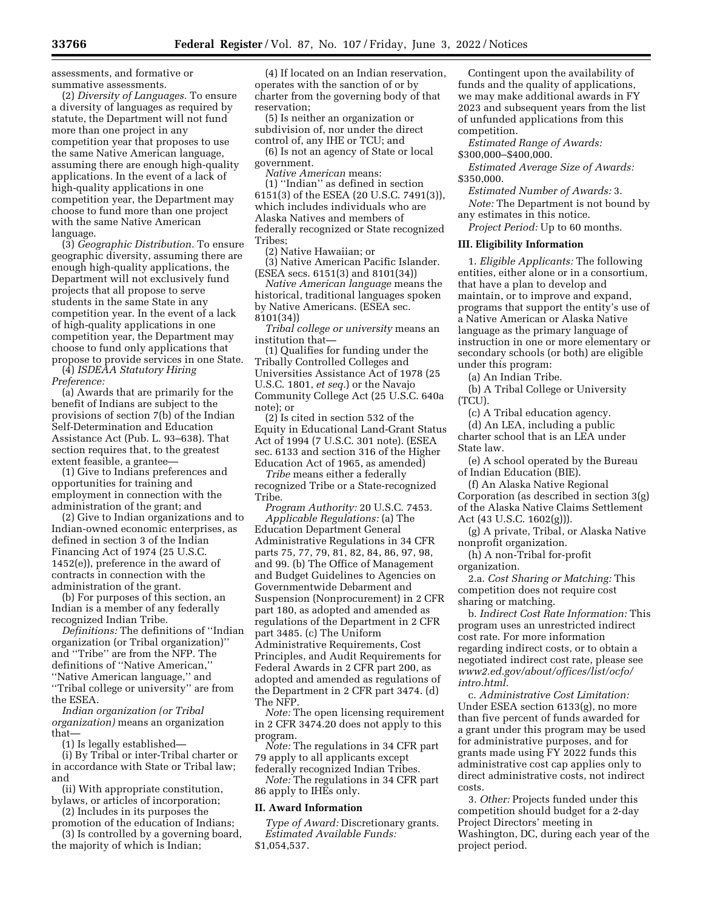assessments, and formative or summative assessments.

(2) *Diversity of Languages.* To ensure a diversity of languages as required by statute, the Department will not fund more than one project in any competition year that proposes to use the same Native American language, assuming there are enough high-quality applications. In the event of a lack of high-quality applications in one competition year, the Department may choose to fund more than one project with the same Native American language.

(3) *Geographic Distribution.* To ensure geographic diversity, assuming there are enough high-quality applications, the Department will not exclusively fund projects that all propose to serve students in the same State in any competition year. In the event of a lack of high-quality applications in one competition year, the Department may choose to fund only applications that propose to provide services in one State.

(4) *ISDEAA Statutory Hiring Preference:*

(a) Awards that are primarily for the benefit of Indians are subject to the provisions of section 7(b) of the Indian Self-Determination and Education Assistance Act (Pub. L. 93–638). That section requires that, to the greatest extent feasible, a grantee—

(1) Give to Indians preferences and opportunities for training and employment in connection with the administration of the grant; and

(2) Give to Indian organizations and to Indian-owned economic enterprises, as defined in section 3 of the Indian Financing Act of 1974 (25 U.S.C. 1452(e)), preference in the award of contracts in connection with the administration of the grant.

(b) For purposes of this section, an Indian is a member of any federally recognized Indian Tribe.

*Definitions:* The definitions of ''Indian organization (or Tribal organization)'' and ''Tribe'' are from the NFP. The definitions of ''Native American,'' ''Native American language,'' and ''Tribal college or university'' are from the ESEA.

*Indian organization (or Tribal organization)* means an organization that—

(1) Is legally established—

(i) By Tribal or inter-Tribal charter or in accordance with State or Tribal law; and

(ii) With appropriate constitution, bylaws, or articles of incorporation;

(2) Includes in its purposes the promotion of the education of Indians;

(3) Is controlled by a governing board, the majority of which is Indian;

(4) If located on an Indian reservation, operates with the sanction of or by charter from the governing body of that reservation;

(5) Is neither an organization or subdivision of, nor under the direct control of, any IHE or TCU; and

(6) Is not an agency of State or local government.

*Native American* means:

(1) ''Indian'' as defined in section 6151(3) of the ESEA (20 U.S.C. 7491(3)), which includes individuals who are Alaska Natives and members of federally recognized or State recognized Tribes;

(2) Native Hawaiian; or

(3) Native American Pacific Islander. (ESEA secs. 6151(3) and 8101(34))

*Native American language* means the historical, traditional languages spoken by Native Americans. (ESEA sec. 8101(34))

*Tribal college or university* means an institution that—

(1) Qualifies for funding under the Tribally Controlled Colleges and Universities Assistance Act of 1978 (25 U.S.C. 1801, *et seq.*) or the Navajo Community College Act (25 U.S.C. 640a note); or

(2) Is cited in section 532 of the Equity in Educational Land-Grant Status Act of 1994 (7 U.S.C. 301 note). (ESEA sec. 6133 and section 316 of the Higher Education Act of 1965, as amended)

*Tribe* means either a federally recognized Tribe or a State-recognized Tribe.

*Program Authority:* 20 U.S.C. 7453.

*Applicable Regulations:* (a) The Education Department General Administrative Regulations in 34 CFR parts 75, 77, 79, 81, 82, 84, 86, 97, 98, and 99. (b) The Office of Management and Budget Guidelines to Agencies on Governmentwide Debarment and Suspension (Nonprocurement) in 2 CFR part 180, as adopted and amended as regulations of the Department in 2 CFR part 3485. (c) The Uniform Administrative Requirements, Cost Principles, and Audit Requirements for Federal Awards in 2 CFR part 200, as adopted and amended as regulations of the Department in 2 CFR part 3474. (d) The NFP.

*Note:* The open licensing requirement in 2 CFR 3474.20 does not apply to this program.

*Note:* The regulations in 34 CFR part 79 apply to all applicants except federally recognized Indian Tribes.

*Note:* The regulations in 34 CFR part 86 apply to IHEs only.

## II. Award Information

*Type of Award:* Discretionary grants.

*Estimated Available Funds:* $1,054,537.

Contingent upon the availability of funds and the quality of applications, we may make additional awards in FY 2023 and subsequent years from the list of unfunded applications from this competition.

*Estimated Range of Awards:* $300,000–$400,000.

*Estimated Average Size of Awards:* $350,000.

*Estimated Number of Awards:* 3.

*Note:* The Department is not bound by any estimates in this notice.

*Project Period:* Up to 60 months.

## III. Eligibility Information

1. *Eligible Applicants:* The following entities, either alone or in a consortium, that have a plan to develop and maintain, or to improve and expand, programs that support the entity's use of a Native American or Alaska Native language as the primary language of instruction in one or more elementary or secondary schools (or both) are eligible under this program:

(a) An Indian Tribe.

(b) A Tribal College or University (TCU).

(c) A Tribal education agency.

(d) An LEA, including a public charter school that is an LEA under State law.

(e) A school operated by the Bureau of Indian Education (BIE).

(f) An Alaska Native Regional Corporation (as described in section 3(g) of the Alaska Native Claims Settlement Act (43 U.S.C. 1602(g))).

(g) A private, Tribal, or Alaska Native nonprofit organization.

(h) A non-Tribal for-profit organization.

2.a. *Cost Sharing or Matching:* This competition does not require cost sharing or matching.

b. *Indirect Cost Rate Information:* This program uses an unrestricted indirect cost rate. For more information regarding indirect costs, or to obtain a negotiated indirect cost rate, please see *www2.ed.gov/about/offices/list/ocfo/intro.html.*

c. *Administrative Cost Limitation:* Under ESEA section 6133(g), no more than five percent of funds awarded for a grant under this program may be used for administrative purposes, and for grants made using FY 2022 funds this administrative cost cap applies only to direct administrative costs, not indirect costs.

3. *Other:* Projects funded under this competition should budget for a 2-day Project Directors' meeting in Washington, DC, during each year of the project period.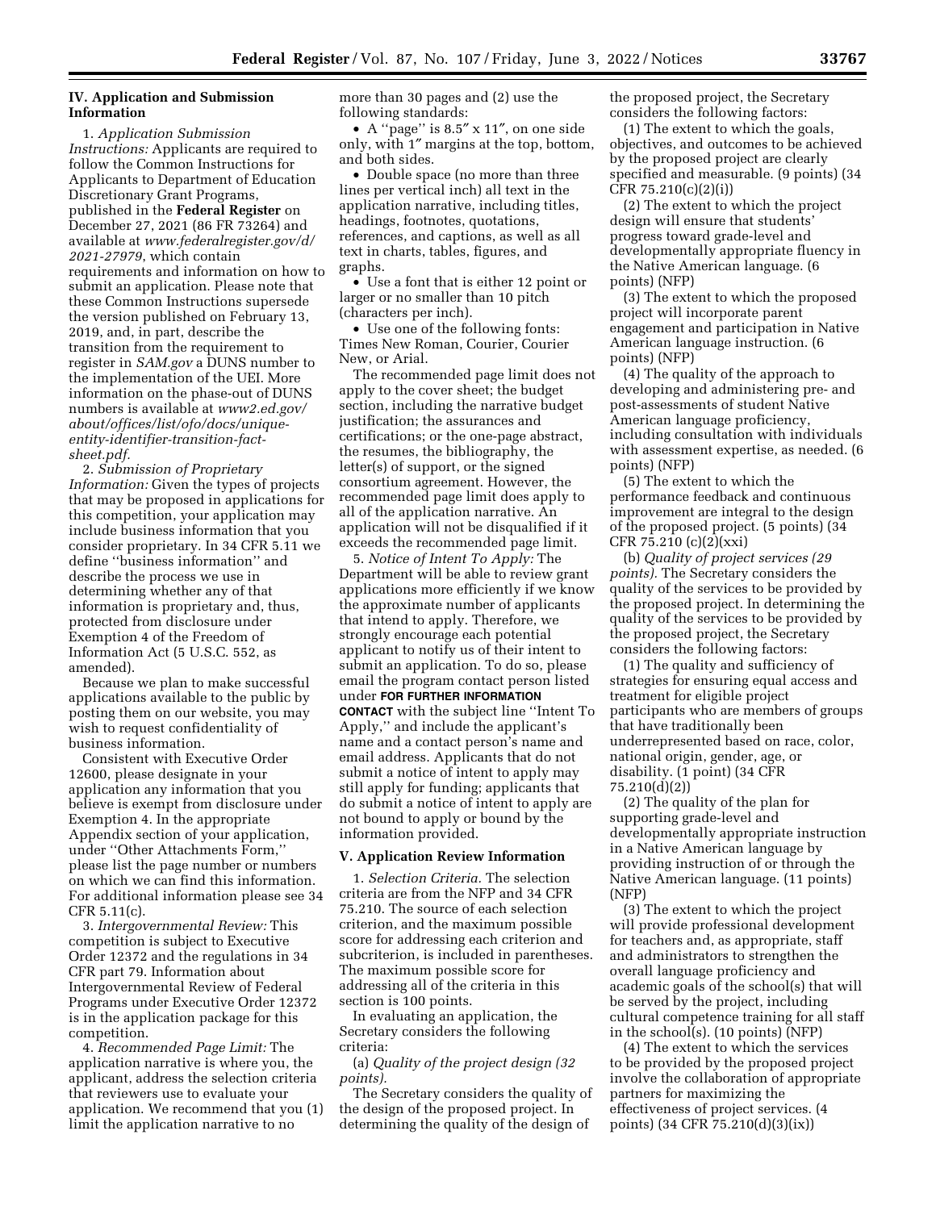### IV. Application and Submission Information

1. *Application Submission Instructions:* Applicants are required to follow the Common Instructions for Applicants to Department of Education Discretionary Grant Programs, published in the **Federal Register** on December 27, 2021 (86 FR 73264) and available at *www.federalregister.gov/d/2021-27979*, which contain requirements and information on how to submit an application. Please note that these Common Instructions supersede the version published on February 13, 2019, and, in part, describe the transition from the requirement to register in *SAM.gov* a DUNS number to the implementation of the UEI. More information on the phase-out of DUNS numbers is available at *www2.ed.gov/about/offices/list/ofo/docs/unique-entity-identifier-transition-fact-sheet.pdf.*

2. *Submission of Proprietary Information:* Given the types of projects that may be proposed in applications for this competition, your application may include business information that you consider proprietary. In 34 CFR 5.11 we define ''business information'' and describe the process we use in determining whether any of that information is proprietary and, thus, protected from disclosure under Exemption 4 of the Freedom of Information Act (5 U.S.C. 552, as amended).

Because we plan to make successful applications available to the public by posting them on our website, you may wish to request confidentiality of business information.

Consistent with Executive Order 12600, please designate in your application any information that you believe is exempt from disclosure under Exemption 4. In the appropriate Appendix section of your application, under ''Other Attachments Form,'' please list the page number or numbers on which we can find this information. For additional information please see 34 CFR 5.11(c).

3. *Intergovernmental Review:* This competition is subject to Executive Order 12372 and the regulations in 34 CFR part 79. Information about Intergovernmental Review of Federal Programs under Executive Order 12372 is in the application package for this competition.

4. *Recommended Page Limit:* The application narrative is where you, the applicant, address the selection criteria that reviewers use to evaluate your application. We recommend that you (1) limit the application narrative to no more than 30 pages and (2) use the following standards:

- A ''page'' is 8.5″ x 11″, on one side only, with 1″ margins at the top, bottom, and both sides.
- Double space (no more than three lines per vertical inch) all text in the application narrative, including titles, headings, footnotes, quotations, references, and captions, as well as all text in charts, tables, figures, and graphs.
- Use a font that is either 12 point or larger or no smaller than 10 pitch (characters per inch).
- Use one of the following fonts: Times New Roman, Courier, Courier New, or Arial.

The recommended page limit does not apply to the cover sheet; the budget section, including the narrative budget justification; the assurances and certifications; or the one-page abstract, the resumes, the bibliography, the letter(s) of support, or the signed consortium agreement. However, the recommended page limit does apply to all of the application narrative. An application will not be disqualified if it exceeds the recommended page limit.

5. *Notice of Intent To Apply:* The Department will be able to review grant applications more efficiently if we know the approximate number of applicants that intend to apply. Therefore, we strongly encourage each potential applicant to notify us of their intent to submit an application. To do so, please email the program contact person listed under **FOR FURTHER INFORMATION CONTACT** with the subject line ''Intent To Apply,'' and include the applicant's name and a contact person's name and email address. Applicants that do not submit a notice of intent to apply may still apply for funding; applicants that do submit a notice of intent to apply are not bound to apply or bound by the information provided.

### V. Application Review Information

1. *Selection Criteria.* The selection criteria are from the NFP and 34 CFR 75.210. The source of each selection criterion, and the maximum possible score for addressing each criterion and subcriterion, is included in parentheses. The maximum possible score for addressing all of the criteria in this section is 100 points.

In evaluating an application, the Secretary considers the following criteria:

(a) *Quality of the project design (32 points).*

The Secretary considers the quality of the design of the proposed project. In determining the quality of the design of the proposed project, the Secretary considers the following factors:

(1) The extent to which the goals, objectives, and outcomes to be achieved by the proposed project are clearly specified and measurable. (9 points) (34 CFR 75.210(c)(2)(i))

(2) The extent to which the project design will ensure that students' progress toward grade-level and developmentally appropriate fluency in the Native American language. (6 points) (NFP)

(3) The extent to which the proposed project will incorporate parent engagement and participation in Native American language instruction. (6 points) (NFP)

(4) The quality of the approach to developing and administering pre- and post-assessments of student Native American language proficiency, including consultation with individuals with assessment expertise, as needed. (6 points) (NFP)

(5) The extent to which the performance feedback and continuous improvement are integral to the design of the proposed project. (5 points) (34 CFR 75.210 (c)(2)(xxi)

(b) *Quality of project services (29 points).* The Secretary considers the quality of the services to be provided by the proposed project. In determining the quality of the services to be provided by the proposed project, the Secretary considers the following factors:

(1) The quality and sufficiency of strategies for ensuring equal access and treatment for eligible project participants who are members of groups that have traditionally been underrepresented based on race, color, national origin, gender, age, or disability. (1 point) (34 CFR 75.210(d)(2))

(2) The quality of the plan for supporting grade-level and developmentally appropriate instruction in a Native American language by providing instruction of or through the Native American language. (11 points) (NFP)

(3) The extent to which the project will provide professional development for teachers and, as appropriate, staff and administrators to strengthen the overall language proficiency and academic goals of the school(s) that will be served by the project, including cultural competence training for all staff in the school(s). (10 points) (NFP)

(4) The extent to which the services to be provided by the proposed project involve the collaboration of appropriate partners for maximizing the effectiveness of project services. (4 points) (34 CFR 75.210(d)(3)(ix))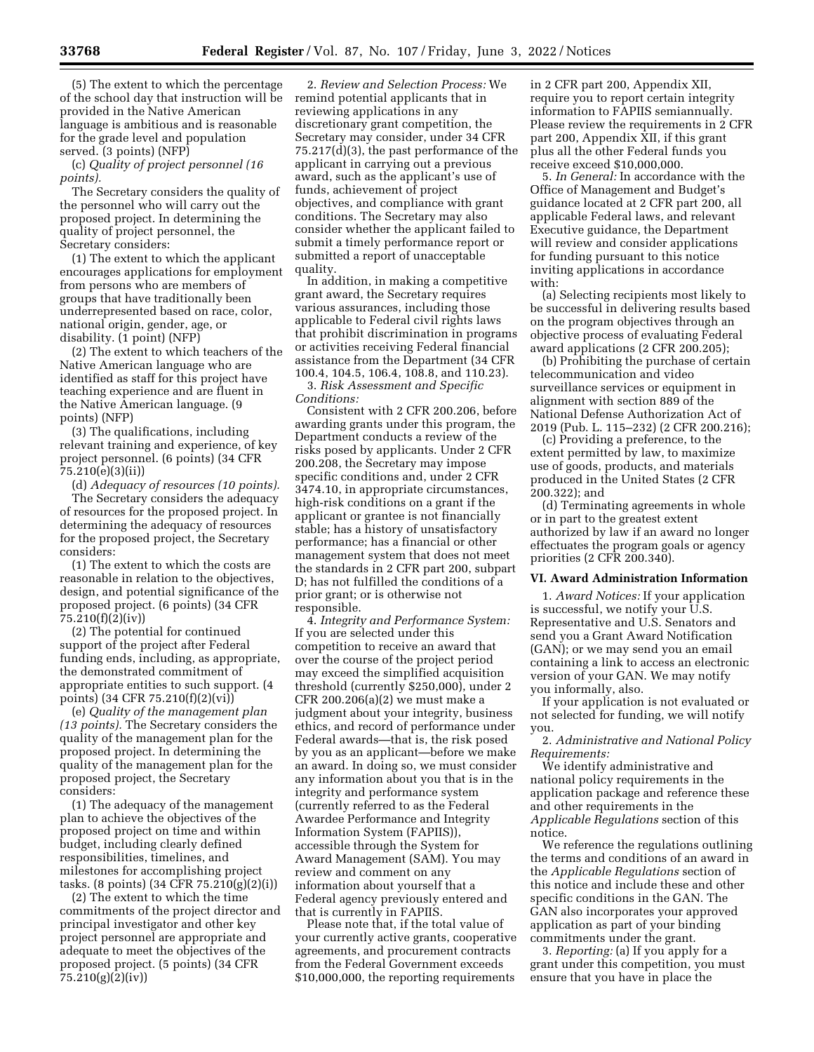(5) The extent to which the percentage of the school day that instruction will be provided in the Native American language is ambitious and is reasonable for the grade level and population served. (3 points) (NFP)

(c) *Quality of project personnel (16 points).*

The Secretary considers the quality of the personnel who will carry out the proposed project. In determining the quality of project personnel, the Secretary considers:

(1) The extent to which the applicant encourages applications for employment from persons who are members of groups that have traditionally been underrepresented based on race, color, national origin, gender, age, or disability. (1 point) (NFP)

(2) The extent to which teachers of the Native American language who are identified as staff for this project have teaching experience and are fluent in the Native American language. (9 points) (NFP)

(3) The qualifications, including relevant training and experience, of key project personnel. (6 points) (34 CFR 75.210(e)(3)(ii))

(d) *Adequacy of resources (10 points).*

The Secretary considers the adequacy of resources for the proposed project. In determining the adequacy of resources for the proposed project, the Secretary considers:

(1) The extent to which the costs are reasonable in relation to the objectives, design, and potential significance of the proposed project. (6 points) (34 CFR 75.210(f)(2)(iv))

(2) The potential for continued support of the project after Federal funding ends, including, as appropriate, the demonstrated commitment of appropriate entities to such support. (4 points) (34 CFR 75.210(f)(2)(vi))

(e) *Quality of the management plan (13 points).* The Secretary considers the quality of the management plan for the proposed project. In determining the quality of the management plan for the proposed project, the Secretary considers:

(1) The adequacy of the management plan to achieve the objectives of the proposed project on time and within budget, including clearly defined responsibilities, timelines, and milestones for accomplishing project tasks. (8 points) (34 CFR 75.210(g)(2)(i))

(2) The extent to which the time commitments of the project director and principal investigator and other key project personnel are appropriate and adequate to meet the objectives of the proposed project. (5 points) (34 CFR 75.210(g)(2)(iv))

2. *Review and Selection Process:* We remind potential applicants that in reviewing applications in any discretionary grant competition, the Secretary may consider, under 34 CFR 75.217(d)(3), the past performance of the applicant in carrying out a previous award, such as the applicant's use of funds, achievement of project objectives, and compliance with grant conditions. The Secretary may also consider whether the applicant failed to submit a timely performance report or submitted a report of unacceptable quality.

In addition, in making a competitive grant award, the Secretary requires various assurances, including those applicable to Federal civil rights laws that prohibit discrimination in programs or activities receiving Federal financial assistance from the Department (34 CFR 100.4, 104.5, 106.4, 108.8, and 110.23).

3. *Risk Assessment and Specific Conditions:*

Consistent with 2 CFR 200.206, before awarding grants under this program, the Department conducts a review of the risks posed by applicants. Under 2 CFR 200.208, the Secretary may impose specific conditions and, under 2 CFR 3474.10, in appropriate circumstances, high-risk conditions on a grant if the applicant or grantee is not financially stable; has a history of unsatisfactory performance; has a financial or other management system that does not meet the standards in 2 CFR part 200, subpart D; has not fulfilled the conditions of a prior grant; or is otherwise not responsible.

4. *Integrity and Performance System:* If you are selected under this competition to receive an award that over the course of the project period may exceed the simplified acquisition threshold (currently $250,000), under 2 CFR 200.206(a)(2) we must make a judgment about your integrity, business ethics, and record of performance under Federal awards—that is, the risk posed by you as an applicant—before we make an award. In doing so, we must consider any information about you that is in the integrity and performance system (currently referred to as the Federal Awardee Performance and Integrity Information System (FAPIIS)), accessible through the System for Award Management (SAM). You may review and comment on any information about yourself that a Federal agency previously entered and that is currently in FAPIIS.

Please note that, if the total value of your currently active grants, cooperative agreements, and procurement contracts from the Federal Government exceeds $10,000,000, the reporting requirements in 2 CFR part 200, Appendix XII, require you to report certain integrity information to FAPIIS semiannually. Please review the requirements in 2 CFR part 200, Appendix XII, if this grant plus all the other Federal funds you receive exceed $10,000,000.

5. *In General:* In accordance with the Office of Management and Budget's guidance located at 2 CFR part 200, all applicable Federal laws, and relevant Executive guidance, the Department will review and consider applications for funding pursuant to this notice inviting applications in accordance with:

(a) Selecting recipients most likely to be successful in delivering results based on the program objectives through an objective process of evaluating Federal award applications (2 CFR 200.205);

(b) Prohibiting the purchase of certain telecommunication and video surveillance services or equipment in alignment with section 889 of the National Defense Authorization Act of 2019 (Pub. L. 115–232) (2 CFR 200.216);

(c) Providing a preference, to the extent permitted by law, to maximize use of goods, products, and materials produced in the United States (2 CFR 200.322); and

(d) Terminating agreements in whole or in part to the greatest extent authorized by law if an award no longer effectuates the program goals or agency priorities (2 CFR 200.340).

## VI. Award Administration Information

1. *Award Notices:* If your application is successful, we notify your U.S. Representative and U.S. Senators and send you a Grant Award Notification (GAN); or we may send you an email containing a link to access an electronic version of your GAN. We may notify you informally, also.

If your application is not evaluated or not selected for funding, we will notify you.

2. *Administrative and National Policy Requirements:*

We identify administrative and national policy requirements in the application package and reference these and other requirements in the *Applicable Regulations* section of this notice.

We reference the regulations outlining the terms and conditions of an award in the *Applicable Regulations* section of this notice and include these and other specific conditions in the GAN. The GAN also incorporates your approved application as part of your binding commitments under the grant.

3. *Reporting:* (a) If you apply for a grant under this competition, you must ensure that you have in place the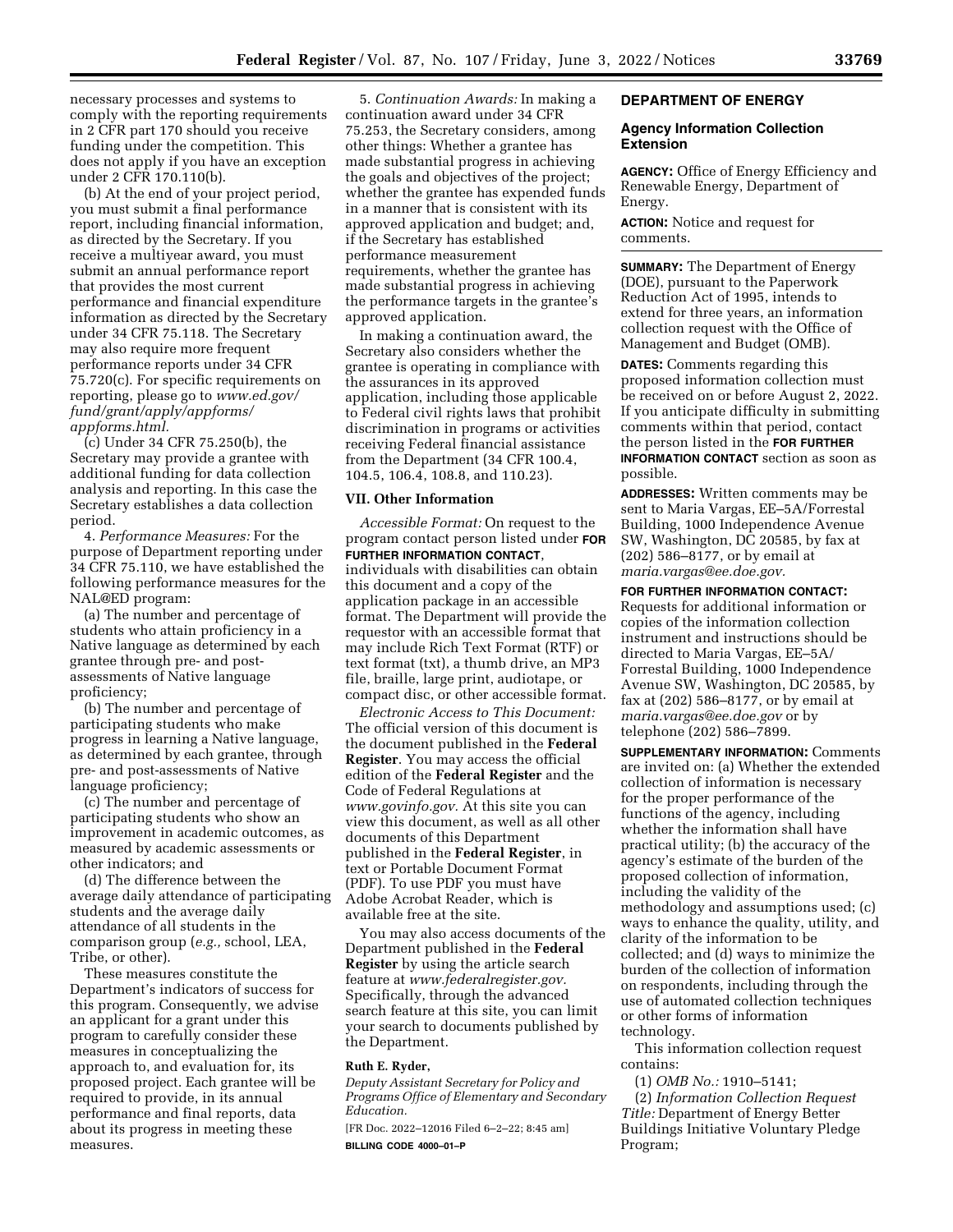necessary processes and systems to comply with the reporting requirements in 2 CFR part 170 should you receive funding under the competition. This does not apply if you have an exception under 2 CFR 170.110(b).

(b) At the end of your project period, you must submit a final performance report, including financial information, as directed by the Secretary. If you receive a multiyear award, you must submit an annual performance report that provides the most current performance and financial expenditure information as directed by the Secretary under 34 CFR 75.118. The Secretary may also require more frequent performance reports under 34 CFR 75.720(c). For specific requirements on reporting, please go to *www.ed.gov/fund/grant/apply/appforms/appforms.html.*

(c) Under 34 CFR 75.250(b), the Secretary may provide a grantee with additional funding for data collection analysis and reporting. In this case the Secretary establishes a data collection period.

4. *Performance Measures:* For the purpose of Department reporting under 34 CFR 75.110, we have established the following performance measures for the NAL@ED program:

(a) The number and percentage of students who attain proficiency in a Native language as determined by each grantee through pre- and post-assessments of Native language proficiency;

(b) The number and percentage of participating students who make progress in learning a Native language, as determined by each grantee, through pre- and post-assessments of Native language proficiency;

(c) The number and percentage of participating students who show an improvement in academic outcomes, as measured by academic assessments or other indicators; and

(d) The difference between the average daily attendance of participating students and the average daily attendance of all students in the comparison group (*e.g.,* school, LEA, Tribe, or other).

These measures constitute the Department's indicators of success for this program. Consequently, we advise an applicant for a grant under this program to carefully consider these measures in conceptualizing the approach to, and evaluation for, its proposed project. Each grantee will be required to provide, in its annual performance and final reports, data about its progress in meeting these measures.

5. *Continuation Awards:* In making a continuation award under 34 CFR 75.253, the Secretary considers, among other things: Whether a grantee has made substantial progress in achieving the goals and objectives of the project; whether the grantee has expended funds in a manner that is consistent with its approved application and budget; and, if the Secretary has established performance measurement requirements, whether the grantee has made substantial progress in achieving the performance targets in the grantee's approved application.

In making a continuation award, the Secretary also considers whether the grantee is operating in compliance with the assurances in its approved application, including those applicable to Federal civil rights laws that prohibit discrimination in programs or activities receiving Federal financial assistance from the Department (34 CFR 100.4, 104.5, 106.4, 108.8, and 110.23).

## VII. Other Information

*Accessible Format:* On request to the program contact person listed under **FOR FURTHER INFORMATION CONTACT**, individuals with disabilities can obtain this document and a copy of the application package in an accessible format. The Department will provide the requestor with an accessible format that may include Rich Text Format (RTF) or text format (txt), a thumb drive, an MP3 file, braille, large print, audiotape, or compact disc, or other accessible format.

*Electronic Access to This Document:* The official version of this document is the document published in the **Federal Register**. You may access the official edition of the **Federal Register** and the Code of Federal Regulations at *www.govinfo.gov.* At this site you can view this document, as well as all other documents of this Department published in the **Federal Register**, in text or Portable Document Format (PDF). To use PDF you must have Adobe Acrobat Reader, which is available free at the site.

You may also access documents of the Department published in the **Federal Register** by using the article search feature at *www.federalregister.gov.* Specifically, through the advanced search feature at this site, you can limit your search to documents published by the Department.

**Ruth E. Ryder,**

*Deputy Assistant Secretary for Policy and Programs Office of Elementary and Secondary Education.*

[FR Doc. 2022–12016 Filed 6–2–22; 8:45 am]

**BILLING CODE 4000–01–P**

## DEPARTMENT OF ENERGY

### Agency Information Collection Extension

**AGENCY:** Office of Energy Efficiency and Renewable Energy, Department of Energy.

**ACTION:** Notice and request for comments.

**SUMMARY:** The Department of Energy (DOE), pursuant to the Paperwork Reduction Act of 1995, intends to extend for three years, an information collection request with the Office of Management and Budget (OMB).

**DATES:** Comments regarding this proposed information collection must be received on or before August 2, 2022. If you anticipate difficulty in submitting comments within that period, contact the person listed in the **FOR FURTHER INFORMATION CONTACT** section as soon as possible.

**ADDRESSES:** Written comments may be sent to Maria Vargas, EE–5A/Forrestal Building, 1000 Independence Avenue SW, Washington, DC 20585, by fax at (202) 586–8177, or by email at *maria.vargas@ee.doe.gov.*

**FOR FURTHER INFORMATION CONTACT:** Requests for additional information or copies of the information collection instrument and instructions should be directed to Maria Vargas, EE–5A/Forrestal Building, 1000 Independence Avenue SW, Washington, DC 20585, by fax at (202) 586–8177, or by email at *maria.vargas@ee.doe.gov* or by telephone (202) 586–7899.

**SUPPLEMENTARY INFORMATION:** Comments are invited on: (a) Whether the extended collection of information is necessary for the proper performance of the functions of the agency, including whether the information shall have practical utility; (b) the accuracy of the agency's estimate of the burden of the proposed collection of information, including the validity of the methodology and assumptions used; (c) ways to enhance the quality, utility, and clarity of the information to be collected; and (d) ways to minimize the burden of the collection of information on respondents, including through the use of automated collection techniques or other forms of information technology.

This information collection request contains:

(1) *OMB No.:* 1910–5141;

(2) *Information Collection Request Title:* Department of Energy Better Buildings Initiative Voluntary Pledge Program;